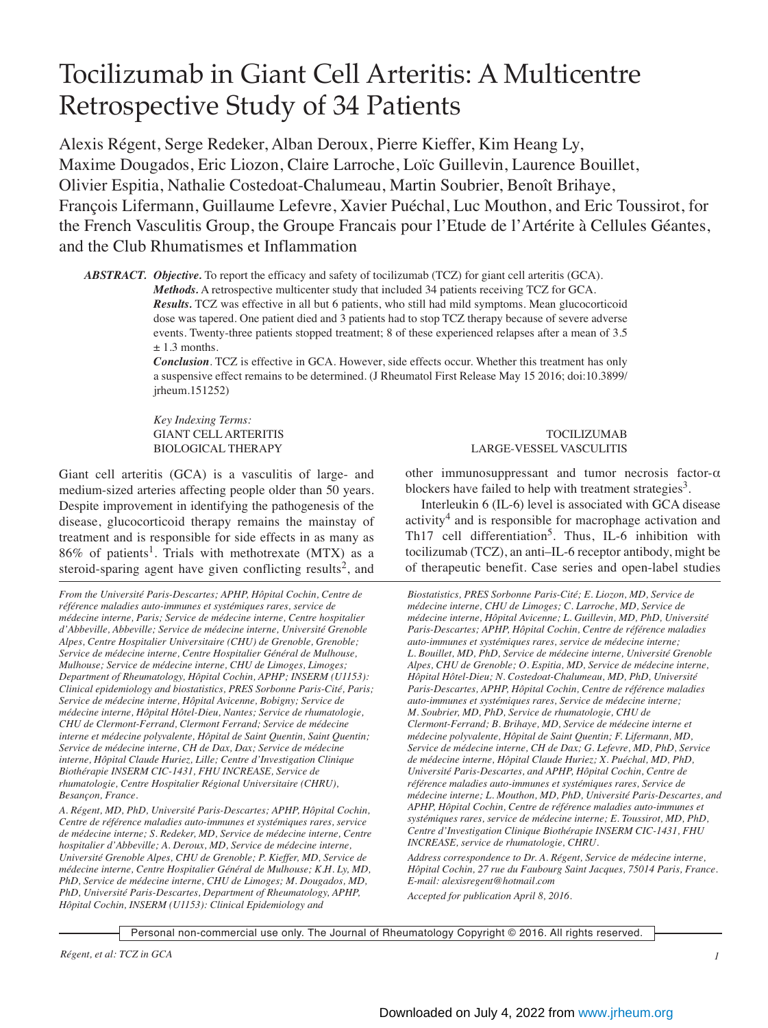# Tocilizumab in Giant Cell Arteritis: A Multicentre Retrospective Study of 34 Patients

Alexis Régent, Serge Redeker, Alban Deroux, Pierre Kieffer, Kim Heang Ly, Maxime Dougados, Eric Liozon, Claire Larroche, Loïc Guillevin, Laurence Bouillet, Olivier Espitia, Nathalie Costedoat-Chalumeau, Martin Soubrier, Benoît Brihaye, François Lifermann, Guillaume Lefevre, Xavier Puéchal, Luc Mouthon, and Eric Toussirot, for the French Vasculitis Group, the Groupe Francais pour l'Etude de l'Artérite à Cellules Géantes, and the Club Rhumatismes et Inflammation

***ABSTRACT.*** ***Objective.*** To report the efficacy and safety of tocilizumab (TCZ) for giant cell arteritis (GCA).

***Methods.*** A retrospective multicenter study that included 34 patients receiving TCZ for GCA.

***Results.*** TCZ was effective in all but 6 patients, who still had mild symptoms. Mean glucocorticoid dose was tapered. One patient died and 3 patients had to stop TCZ therapy because of severe adverse events. Twenty-three patients stopped treatment; 8 of these experienced relapses after a mean of 3.5 ± 1.3 months.

***Conclusion.*** TCZ is effective in GCA. However, side effects occur. Whether this treatment has only a suspensive effect remains to be determined. (J Rheumatol First Release May 15 2016; doi:10.3899/jrheum.151252)

*Key Indexing Terms:*
GIANT CELL ARTERITIS
TOCILIZUMAB
BIOLOGICAL THERAPY
LARGE-VESSEL VASCULITIS

Giant cell arteritis (GCA) is a vasculitis of large- and medium-sized arteries affecting people older than 50 years. Despite improvement in identifying the pathogenesis of the disease, glucocorticoid therapy remains the mainstay of treatment and is responsible for side effects in as many as 86% of patients[1]. Trials with methotrexate (MTX) as a steroid-sparing agent have given conflicting results[2], and other immunosuppressant and tumor necrosis factor-α blockers have failed to help with treatment strategies[3].

Interleukin 6 (IL-6) level is associated with GCA disease activity[4] and is responsible for macrophage activation and Th17 cell differentiation[5]. Thus, IL-6 inhibition with tocilizumab (TCZ), an anti–IL-6 receptor antibody, might be of therapeutic benefit. Case series and open-label studies

*From the Université Paris-Descartes; APHP, Hôpital Cochin, Centre de référence maladies auto-immunes et systémiques rares, service de médecine interne, Paris; Service de médecine interne, Centre hospitalier d'Abbeville, Abbeville; Service de médecine interne, Université Grenoble Alpes, Centre Hospitalier Universitaire (CHU) de Grenoble, Grenoble; Service de médecine interne, Centre Hospitalier Général de Mulhouse, Mulhouse; Service de médecine interne, CHU de Limoges, Limoges; Department of Rheumatology, Hôpital Cochin, APHP; INSERM (U1153): Clinical epidemiology and biostatistics, PRES Sorbonne Paris-Cité, Paris; Service de médecine interne, Hôpital Avicenne, Bobigny; Service de médecine interne, Hôpital Hôtel-Dieu, Nantes; Service de rhumatologie, CHU de Clermont-Ferrand, Clermont Ferrand; Service de médecine interne et médecine polyvalente, Hôpital de Saint Quentin, Saint Quentin; Service de médecine interne, CH de Dax, Dax; Service de médecine interne, Hôpital Claude Huriez, Lille; Centre d'Investigation Clinique Biothérapie INSERM CIC-1431, FHU INCREASE, Service de rhumatologie, Centre Hospitalier Régional Universitaire (CHRU), Besançon, France.*

*A. Régent, MD, PhD, Université Paris-Descartes; APHP, Hôpital Cochin, Centre de référence maladies auto-immunes et systémiques rares, service de médecine interne; S. Redeker, MD, Service de médecine interne, Centre hospitalier d'Abbeville; A. Deroux, MD, Service de médecine interne, Université Grenoble Alpes, CHU de Grenoble; P. Kieffer, MD, Service de médecine interne, Centre Hospitalier Général de Mulhouse; K.H. Ly, MD, PhD, Service de médecine interne, CHU de Limoges; M. Dougados, MD, PhD, Université Paris-Descartes, Department of Rheumatology, APHP, Hôpital Cochin, INSERM (U1153): Clinical Epidemiology and Biostatistics, PRES Sorbonne Paris-Cité; E. Liozon, MD, Service de médecine interne, CHU de Limoges; C. Larroche, MD, Service de médecine interne, Hôpital Avicenne; L. Guillevin, MD, PhD, Université Paris-Descartes; APHP, Hôpital Cochin, Centre de référence maladies auto-immunes et systémiques rares, service de médecine interne; L. Bouillet, MD, PhD, Service de médecine interne, Université Grenoble Alpes, CHU de Grenoble; O. Espitia, MD, Service de médecine interne, Hôpital Hôtel-Dieu; N. Costedoat-Chalumeau, MD, PhD, Université Paris-Descartes, APHP, Hôpital Cochin, Centre de référence maladies auto-immunes et systémiques rares, Service de médecine interne; M. Soubrier, MD, PhD, Service de rhumatologie, CHU de Clermont-Ferrand; B. Brihaye, MD, Service de médecine interne et médecine polyvalente, Hôpital de Saint Quentin; F. Lifermann, MD, Service de médecine interne, CH de Dax; G. Lefevre, MD, PhD, Service de médecine interne, Hôpital Claude Huriez; X. Puéchal, MD, PhD, Université Paris-Descartes, and APHP, Hôpital Cochin, Centre de référence maladies auto-immunes et systémiques rares, Service de médecine interne; L. Mouthon, MD, PhD, Université Paris-Descartes, and APHP, Hôpital Cochin, Centre de référence maladies auto-immunes et systémiques rares, service de médecine interne; E. Toussirot, MD, PhD, Centre d'Investigation Clinique Biothérapie INSERM CIC-1431, FHU INCREASE, service de rhumatologie, CHRU.*

*Address correspondence to Dr. A. Régent, Service de médecine interne, Hôpital Cochin, 27 rue du Faubourg Saint Jacques, 75014 Paris, France. E-mail: alexisregent@hotmail.com*

*Accepted for publication April 8, 2016.*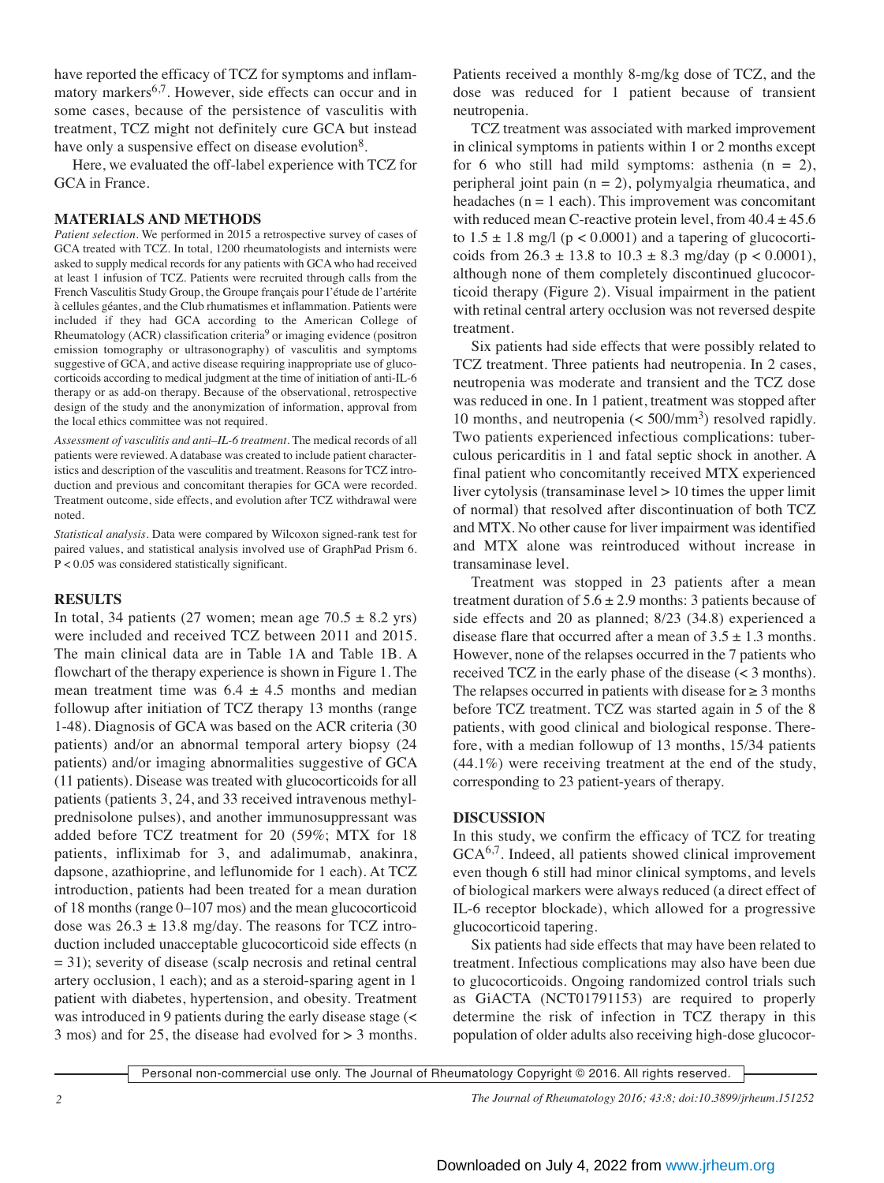have reported the efficacy of TCZ for symptoms and inflammatory markers[6,7]. However, side effects can occur and in some cases, because of the persistence of vasculitis with treatment, TCZ might not definitely cure GCA but instead have only a suspensive effect on disease evolution[8].

Here, we evaluated the off-label experience with TCZ for GCA in France.

## MATERIALS AND METHODS

*Patient selection.* We performed in 2015 a retrospective survey of cases of GCA treated with TCZ. In total, 1200 rheumatologists and internists were asked to supply medical records for any patients with GCA who had received at least 1 infusion of TCZ. Patients were recruited through calls from the French Vasculitis Study Group, the Groupe français pour l'étude de l'artérite à cellules géantes, and the Club rhumatismes et inflammation. Patients were included if they had GCA according to the American College of Rheumatology (ACR) classification criteria[9] or imaging evidence (positron emission tomography or ultrasonography) of vasculitis and symptoms suggestive of GCA, and active disease requiring inappropriate use of glucocorticoids according to medical judgment at the time of initiation of anti-IL-6 therapy or as add-on therapy. Because of the observational, retrospective design of the study and the anonymization of information, approval from the local ethics committee was not required.

*Assessment of vasculitis and anti–IL-6 treatment.* The medical records of all patients were reviewed. A database was created to include patient characteristics and description of the vasculitis and treatment. Reasons for TCZ introduction and previous and concomitant therapies for GCA were recorded. Treatment outcome, side effects, and evolution after TCZ withdrawal were noted.

*Statistical analysis.* Data were compared by Wilcoxon signed-rank test for paired values, and statistical analysis involved use of GraphPad Prism 6. $P < 0.05$ was considered statistically significant.

## RESULTS

In total, 34 patients (27 women; mean age $70.5 \pm 8.2$ yrs) were included and received TCZ between 2011 and 2015. The main clinical data are in Table 1A and Table 1B. A flowchart of the therapy experience is shown in Figure 1. The mean treatment time was $6.4 \pm 4.5$ months and median followup after initiation of TCZ therapy 13 months (range 1-48). Diagnosis of GCA was based on the ACR criteria (30 patients) and/or an abnormal temporal artery biopsy (24 patients) and/or imaging abnormalities suggestive of GCA (11 patients). Disease was treated with glucocorticoids for all patients (patients 3, 24, and 33 received intravenous methylprednisolone pulses), and another immunosuppressant was added before TCZ treatment for 20 (59%; MTX for 18 patients, infliximab for 3, and adalimumab, anakinra, dapsone, azathioprine, and leflunomide for 1 each). At TCZ introduction, patients had been treated for a mean duration of 18 months (range 0–107 mos) and the mean glucocorticoid dose was $26.3 \pm 13.8$ mg/day. The reasons for TCZ introduction included unacceptable glucocorticoid side effects (n = 31); severity of disease (scalp necrosis and retinal central artery occlusion, 1 each); and as a steroid-sparing agent in 1 patient with diabetes, hypertension, and obesity. Treatment was introduced in 9 patients during the early disease stage (< 3 mos) and for 25, the disease had evolved for > 3 months. Patients received a monthly 8-mg/kg dose of TCZ, and the dose was reduced for 1 patient because of transient neutropenia.

TCZ treatment was associated with marked improvement in clinical symptoms in patients within 1 or 2 months except for 6 who still had mild symptoms: asthenia (n = 2), peripheral joint pain (n = 2), polymyalgia rheumatica, and headaches (n = 1 each). This improvement was concomitant with reduced mean C-reactive protein level, from $40.4 \pm 45.6$ to $1.5 \pm 1.8$ mg/l ($p < 0.0001$) and a tapering of glucocorticoids from $26.3 \pm 13.8$ to $10.3 \pm 8.3$ mg/day ($p < 0.0001$), although none of them completely discontinued glucocorticoid therapy (Figure 2). Visual impairment in the patient with retinal central artery occlusion was not reversed despite treatment.

Six patients had side effects that were possibly related to TCZ treatment. Three patients had neutropenia. In 2 cases, neutropenia was moderate and transient and the TCZ dose was reduced in one. In 1 patient, treatment was stopped after 10 months, and neutropenia (< 500/mm$^3$) resolved rapidly. Two patients experienced infectious complications: tuberculous pericarditis in 1 and fatal septic shock in another. A final patient who concomitantly received MTX experienced liver cytolysis (transaminase level > 10 times the upper limit of normal) that resolved after discontinuation of both TCZ and MTX. No other cause for liver impairment was identified and MTX alone was reintroduced without increase in transaminase level.

Treatment was stopped in 23 patients after a mean treatment duration of $5.6 \pm 2.9$ months: 3 patients because of side effects and 20 as planned; 8/23 (34.8) experienced a disease flare that occurred after a mean of $3.5 \pm 1.3$ months. However, none of the relapses occurred in the 7 patients who received TCZ in the early phase of the disease (< 3 months). The relapses occurred in patients with disease for ≥ 3 months before TCZ treatment. TCZ was started again in 5 of the 8 patients, with good clinical and biological response. Therefore, with a median followup of 13 months, 15/34 patients (44.1%) were receiving treatment at the end of the study, corresponding to 23 patient-years of therapy.

## DISCUSSION

In this study, we confirm the efficacy of TCZ for treating GCA[6,7]. Indeed, all patients showed clinical improvement even though 6 still had minor clinical symptoms, and levels of biological markers were always reduced (a direct effect of IL-6 receptor blockade), which allowed for a progressive glucocorticoid tapering.

Six patients had side effects that may have been related to treatment. Infectious complications may also have been due to glucocorticoids. Ongoing randomized control trials such as GiACTA (NCT01791153) are required to properly determine the risk of infection in TCZ therapy in this population of older adults also receiving high-dose glucocor-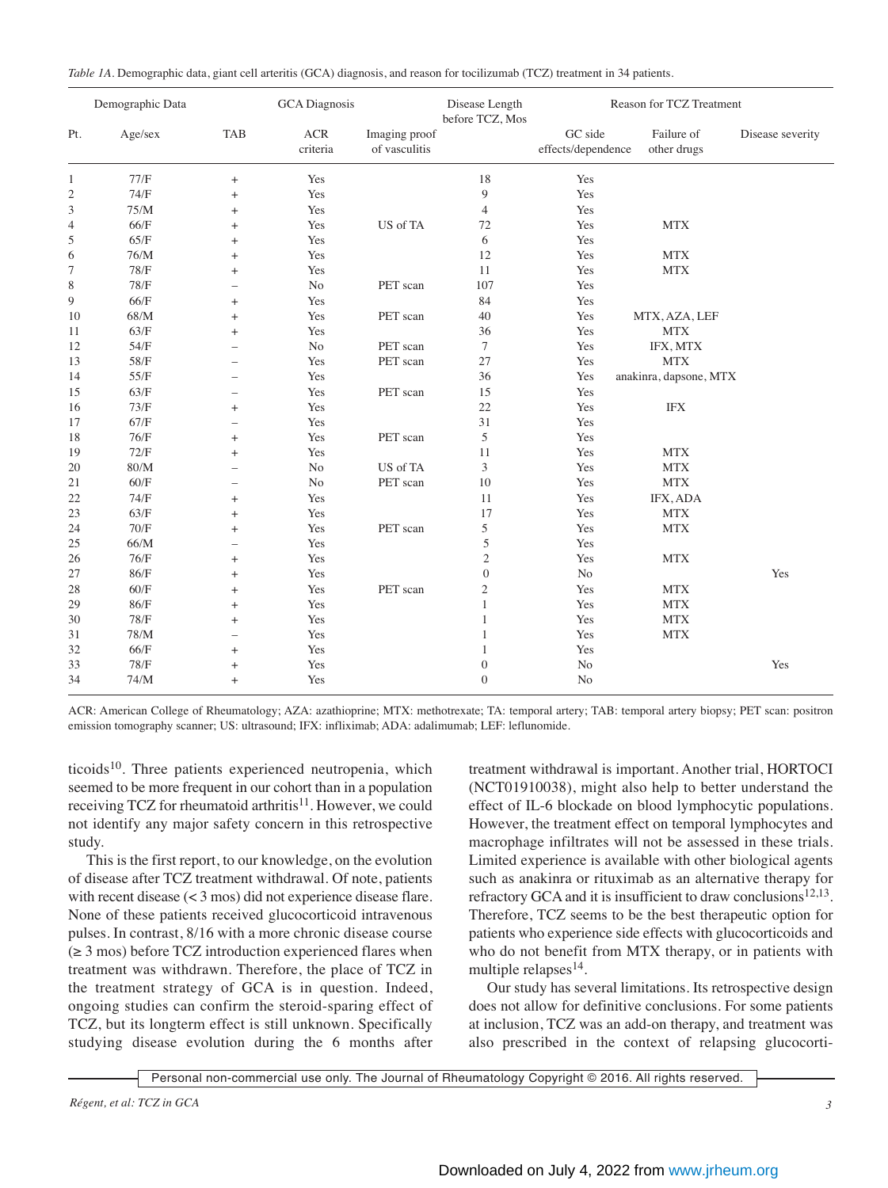*Table 1A.* Demographic data, giant cell arteritis (GCA) diagnosis, and reason for tocilizumab (TCZ) treatment in 34 patients.

| Demographic Data | | GCA Diagnosis | | | Disease Length before TCZ, Mos | Reason for TCZ Treatment | | |
|---|---|---|---|---|---|---|---|---|
| Pt. | Age/sex | TAB | ACR criteria | Imaging proof of vasculitis | | GC side effects/dependence | Failure of other drugs | Disease severity |
| 1 | 77/F | + | Yes | | 18 | Yes | | |
| 2 | 74/F | + | Yes | | 9 | Yes | | |
| 3 | 75/M | + | Yes | | 4 | Yes | | |
| 4 | 66/F | + | Yes | US of TA | 72 | Yes | MTX | |
| 5 | 65/F | + | Yes | | 6 | Yes | | |
| 6 | 76/M | + | Yes | | 12 | Yes | MTX | |
| 7 | 78/F | + | Yes | | 11 | Yes | MTX | |
| 8 | 78/F | – | No | PET scan | 107 | Yes | | |
| 9 | 66/F | + | Yes | | 84 | Yes | | |
| 10 | 68/M | + | Yes | PET scan | 40 | Yes | MTX, AZA, LEF | |
| 11 | 63/F | + | Yes | | 36 | Yes | MTX | |
| 12 | 54/F | – | No | PET scan | 7 | Yes | IFX, MTX | |
| 13 | 58/F | – | Yes | PET scan | 27 | Yes | MTX | |
| 14 | 55/F | – | Yes | | 36 | Yes | anakinra, dapsone, MTX | |
| 15 | 63/F | – | Yes | PET scan | 15 | Yes | | |
| 16 | 73/F | + | Yes | | 22 | Yes | IFX | |
| 17 | 67/F | – | Yes | | 31 | Yes | | |
| 18 | 76/F | + | Yes | PET scan | 5 | Yes | | |
| 19 | 72/F | + | Yes | | 11 | Yes | MTX | |
| 20 | 80/M | – | No | US of TA | 3 | Yes | MTX | |
| 21 | 60/F | – | No | PET scan | 10 | Yes | MTX | |
| 22 | 74/F | + | Yes | | 11 | Yes | IFX, ADA | |
| 23 | 63/F | + | Yes | | 17 | Yes | MTX | |
| 24 | 70/F | + | Yes | PET scan | 5 | Yes | MTX | |
| 25 | 66/M | – | Yes | | 5 | Yes | | |
| 26 | 76/F | + | Yes | | 2 | Yes | MTX | |
| 27 | 86/F | + | Yes | | 0 | No | | Yes |
| 28 | 60/F | + | Yes | PET scan | 2 | Yes | MTX | |
| 29 | 86/F | + | Yes | | 1 | Yes | MTX | |
| 30 | 78/F | + | Yes | | 1 | Yes | MTX | |
| 31 | 78/M | – | Yes | | 1 | Yes | MTX | |
| 32 | 66/F | + | Yes | | 1 | Yes | | |
| 33 | 78/F | + | Yes | | 0 | No | | Yes |
| 34 | 74/M | + | Yes | | 0 | No | | |

ACR: American College of Rheumatology; AZA: azathioprine; MTX: methotrexate; TA: temporal artery; TAB: temporal artery biopsy; PET scan: positron emission tomography scanner; US: ultrasound; IFX: infliximab; ADA: adalimumab; LEF: leflunomide.

ticoids[10]. Three patients experienced neutropenia, which seemed to be more frequent in our cohort than in a population receiving TCZ for rheumatoid arthritis[11]. However, we could not identify any major safety concern in this retrospective study.

This is the first report, to our knowledge, on the evolution of disease after TCZ treatment withdrawal. Of note, patients with recent disease (< 3 mos) did not experience disease flare. None of these patients received glucocorticoid intravenous pulses. In contrast, 8/16 with a more chronic disease course (≥ 3 mos) before TCZ introduction experienced flares when treatment was withdrawn. Therefore, the place of TCZ in the treatment strategy of GCA is in question. Indeed, ongoing studies can confirm the steroid-sparing effect of TCZ, but its longterm effect is still unknown. Specifically studying disease evolution during the 6 months after treatment withdrawal is important. Another trial, HORTOCI (NCT01910038), might also help to better understand the effect of IL-6 blockade on blood lymphocytic populations. However, the treatment effect on temporal lymphocytes and macrophage infiltrates will not be assessed in these trials. Limited experience is available with other biological agents such as anakinra or rituximab as an alternative therapy for refractory GCA and it is insufficient to draw conclusions[12,13]. Therefore, TCZ seems to be the best therapeutic option for patients who experience side effects with glucocorticoids and who do not benefit from MTX therapy, or in patients with multiple relapses[14].

Our study has several limitations. Its retrospective design does not allow for definitive conclusions. For some patients at inclusion, TCZ was an add-on therapy, and treatment was also prescribed in the context of relapsing glucocorti-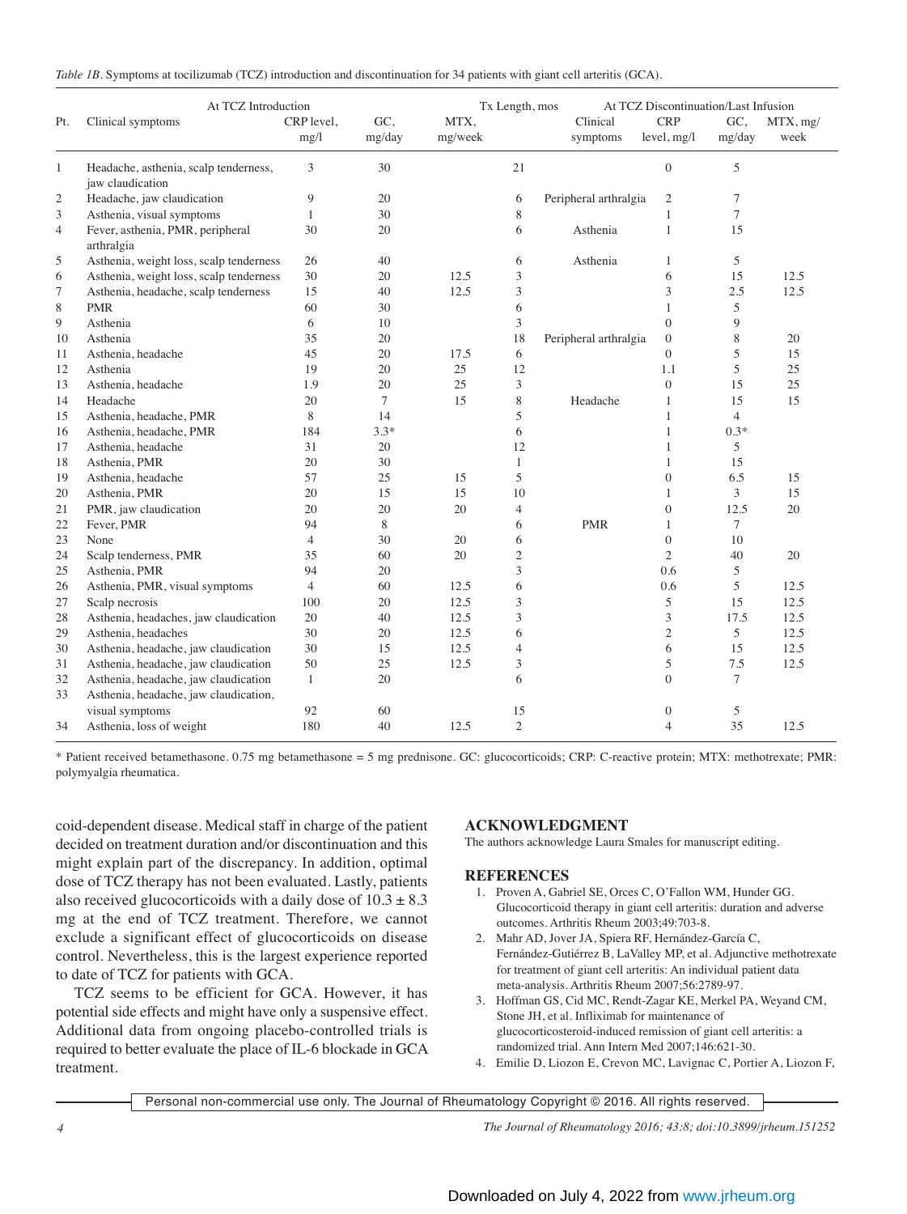*Table 1B*. Symptoms at tocilizumab (TCZ) introduction and discontinuation for 34 patients with giant cell arteritis (GCA).

| Pt. | At TCZ Introduction Clinical symptoms | CRP level, mg/l | GC, mg/day | MTX, mg/week | Tx Length, mos | At TCZ Discontinuation/Last Infusion Clinical symptoms | CRP level, mg/l | GC, mg/day | MTX, mg/week |
|---|---|---|---|---|---|---|---|---|---|
| 1 | Headache, asthenia, scalp tenderness, jaw claudication | 3 | 30 | | 21 | | 0 | 5 | |
| 2 | Headache, jaw claudication | 9 | 20 | | 6 | Peripheral arthralgia | 2 | 7 | |
| 3 | Asthenia, visual symptoms | 1 | 30 | | 8 | | 1 | 7 | |
| 4 | Fever, asthenia, PMR, peripheral arthralgia | 30 | 20 | | 6 | Asthenia | 1 | 15 | |
| 5 | Asthenia, weight loss, scalp tenderness | 26 | 40 | | 6 | Asthenia | 1 | 5 | |
| 6 | Asthenia, weight loss, scalp tenderness | 30 | 20 | 12.5 | 3 | | 6 | 15 | 12.5 |
| 7 | Asthenia, headache, scalp tenderness | 15 | 40 | 12.5 | 3 | | 3 | 2.5 | 12.5 |
| 8 | PMR | 60 | 30 | | 6 | | 1 | 5 | |
| 9 | Asthenia | 6 | 10 | | 3 | | 0 | 9 | |
| 10 | Asthenia | 35 | 20 | | 18 | Peripheral arthralgia | 0 | 8 | 20 |
| 11 | Asthenia, headache | 45 | 20 | 17.5 | 6 | | 0 | 5 | 15 |
| 12 | Asthenia | 19 | 20 | 25 | 12 | | 1.1 | 5 | 25 |
| 13 | Asthenia, headache | 1.9 | 20 | 25 | 3 | | 0 | 15 | 25 |
| 14 | Headache | 20 | 7 | 15 | 8 | Headache | 1 | 15 | 15 |
| 15 | Asthenia, headache, PMR | 8 | 14 | | 5 | | 1 | 4 | |
| 16 | Asthenia, headache, PMR | 184 | 3.3* | | 6 | | 1 | 0.3* | |
| 17 | Asthenia, headache | 31 | 20 | | 12 | | 1 | 5 | |
| 18 | Asthenia, PMR | 20 | 30 | | 1 | | 1 | 15 | |
| 19 | Asthenia, headache | 57 | 25 | 15 | 5 | | 0 | 6.5 | 15 |
| 20 | Asthenia, PMR | 20 | 15 | 15 | 10 | | 1 | 3 | 15 |
| 21 | PMR, jaw claudication | 20 | 20 | 20 | 4 | | 0 | 12.5 | 20 |
| 22 | Fever, PMR | 94 | 8 | | 6 | PMR | 1 | 7 | |
| 23 | None | 4 | 30 | 20 | 6 | | 0 | 10 | |
| 24 | Scalp tenderness, PMR | 35 | 60 | 20 | 2 | | 2 | 40 | 20 |
| 25 | Asthenia, PMR | 94 | 20 | | 3 | | 0.6 | 5 | |
| 26 | Asthenia, PMR, visual symptoms | 4 | 60 | 12.5 | 6 | | 0.6 | 5 | 12.5 |
| 27 | Scalp necrosis | 100 | 20 | 12.5 | 3 | | 5 | 15 | 12.5 |
| 28 | Asthenia, headaches, jaw claudication | 20 | 40 | 12.5 | 3 | | 3 | 17.5 | 12.5 |
| 29 | Asthenia, headaches | 30 | 20 | 12.5 | 6 | | 2 | 5 | 12.5 |
| 30 | Asthenia, headache, jaw claudication | 30 | 15 | 12.5 | 4 | | 6 | 15 | 12.5 |
| 31 | Asthenia, headache, jaw claudication | 50 | 25 | 12.5 | 3 | | 5 | 7.5 | 12.5 |
| 32 | Asthenia, headache, jaw claudication | 1 | 20 | | 6 | | 0 | 7 | |
| 33 | Asthenia, headache, jaw claudication, visual symptoms | 92 | 60 | | 15 | | 0 | 5 | |
| 34 | Asthenia, loss of weight | 180 | 40 | 12.5 | 2 | | 4 | 35 | 12.5 |

\* Patient received betamethasone. 0.75 mg betamethasone = 5 mg prednisone. GC: glucocorticoids; CRP: C-reactive protein; MTX: methotrexate; PMR: polymyalgia rheumatica.

coid-dependent disease. Medical staff in charge of the patient decided on treatment duration and/or discontinuation and this might explain part of the discrepancy. In addition, optimal dose of TCZ therapy has not been evaluated. Lastly, patients also received glucocorticoids with a daily dose of $10.3 \pm 8.3$ mg at the end of TCZ treatment. Therefore, we cannot exclude a significant effect of glucocorticoids on disease control. Nevertheless, this is the largest experience reported to date of TCZ for patients with GCA.

TCZ seems to be efficient for GCA. However, it has potential side effects and might have only a suspensive effect. Additional data from ongoing placebo-controlled trials is required to better evaluate the place of IL-6 blockade in GCA treatment.

## ACKNOWLEDGMENT

The authors acknowledge Laura Smales for manuscript editing.

## REFERENCES

1. Proven A, Gabriel SE, Orces C, O'Fallon WM, Hunder GG. Glucocorticoid therapy in giant cell arteritis: duration and adverse outcomes. Arthritis Rheum 2003;49:703-8.
2. Mahr AD, Jover JA, Spiera RF, Hernández-García C, Fernández-Gutiérrez B, LaValley MP, et al. Adjunctive methotrexate for treatment of giant cell arteritis: An individual patient data meta-analysis. Arthritis Rheum 2007;56:2789-97.
3. Hoffman GS, Cid MC, Rendt-Zagar KE, Merkel PA, Weyand CM, Stone JH, et al. Infliximab for maintenance of glucocorticosteroid-induced remission of giant cell arteritis: a randomized trial. Ann Intern Med 2007;146:621-30.
4. Emilie D, Liozon E, Crevon MC, Lavignac C, Portier A, Liozon F,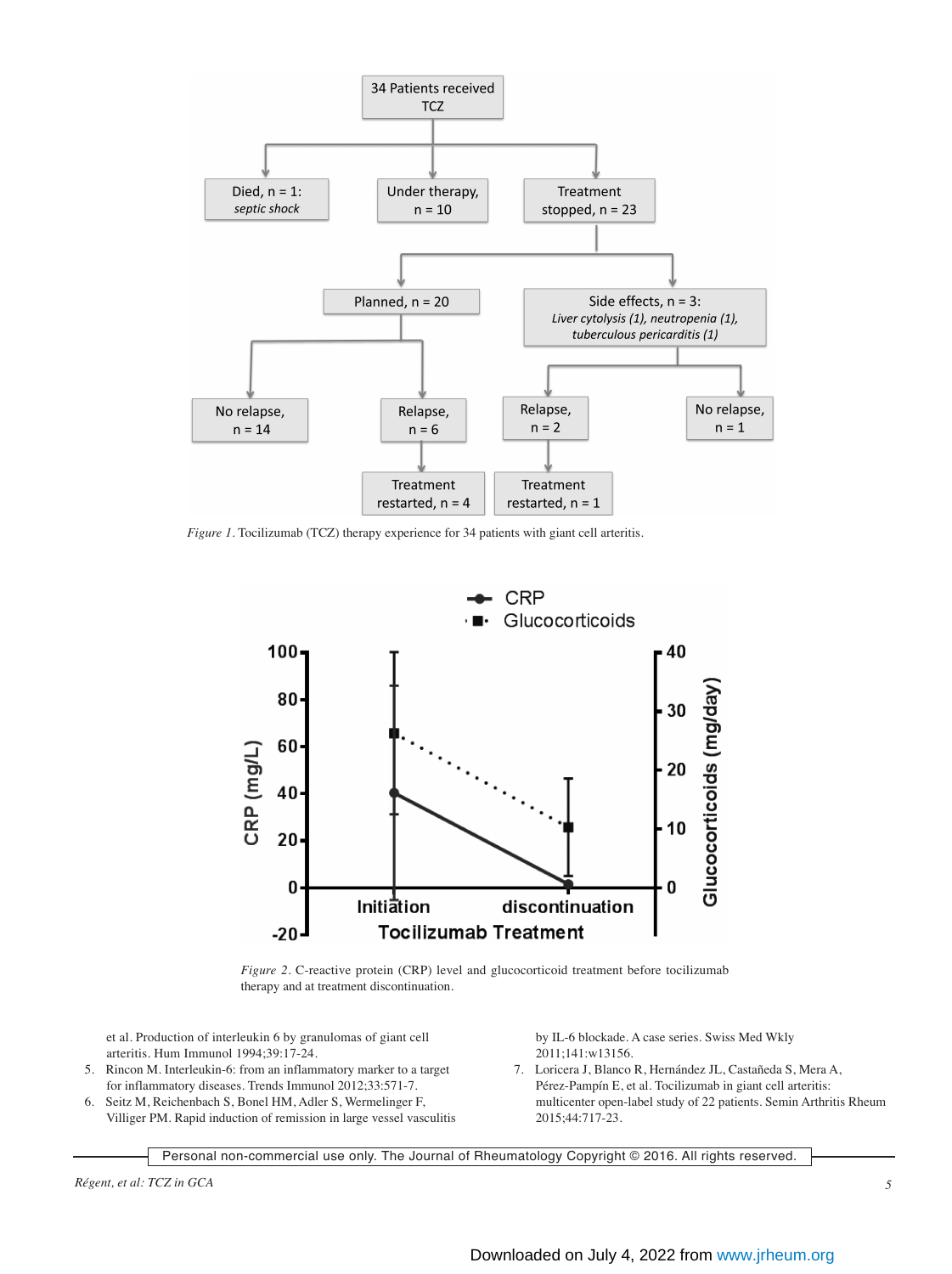*Figure 1*. Tocilizumab (TCZ) therapy experience for 34 patients with giant cell arteritis.

*Figure 2*. C-reactive protein (CRP) level and glucocorticoid treatment before tocilizumab therapy and at treatment discontinuation.

et al. Production of interleukin 6 by granulomas of giant cell arteritis. Hum Immunol 1994;39:17-24.

5. Rincon M. Interleukin-6: from an inflammatory marker to a target for inflammatory diseases. Trends Immunol 2012;33:571-7.
6. Seitz M, Reichenbach S, Bonel HM, Adler S, Wermelinger F, Villiger PM. Rapid induction of remission in large vessel vasculitis by IL-6 blockade. A case series. Swiss Med Wkly 2011;141:w13156.
7. Loricera J, Blanco R, Hernández JL, Castañeda S, Mera A, Pérez-Pampín E, et al. Tocilizumab in giant cell arteritis: multicenter open-label study of 22 patients. Semin Arthritis Rheum 2015;44:717-23.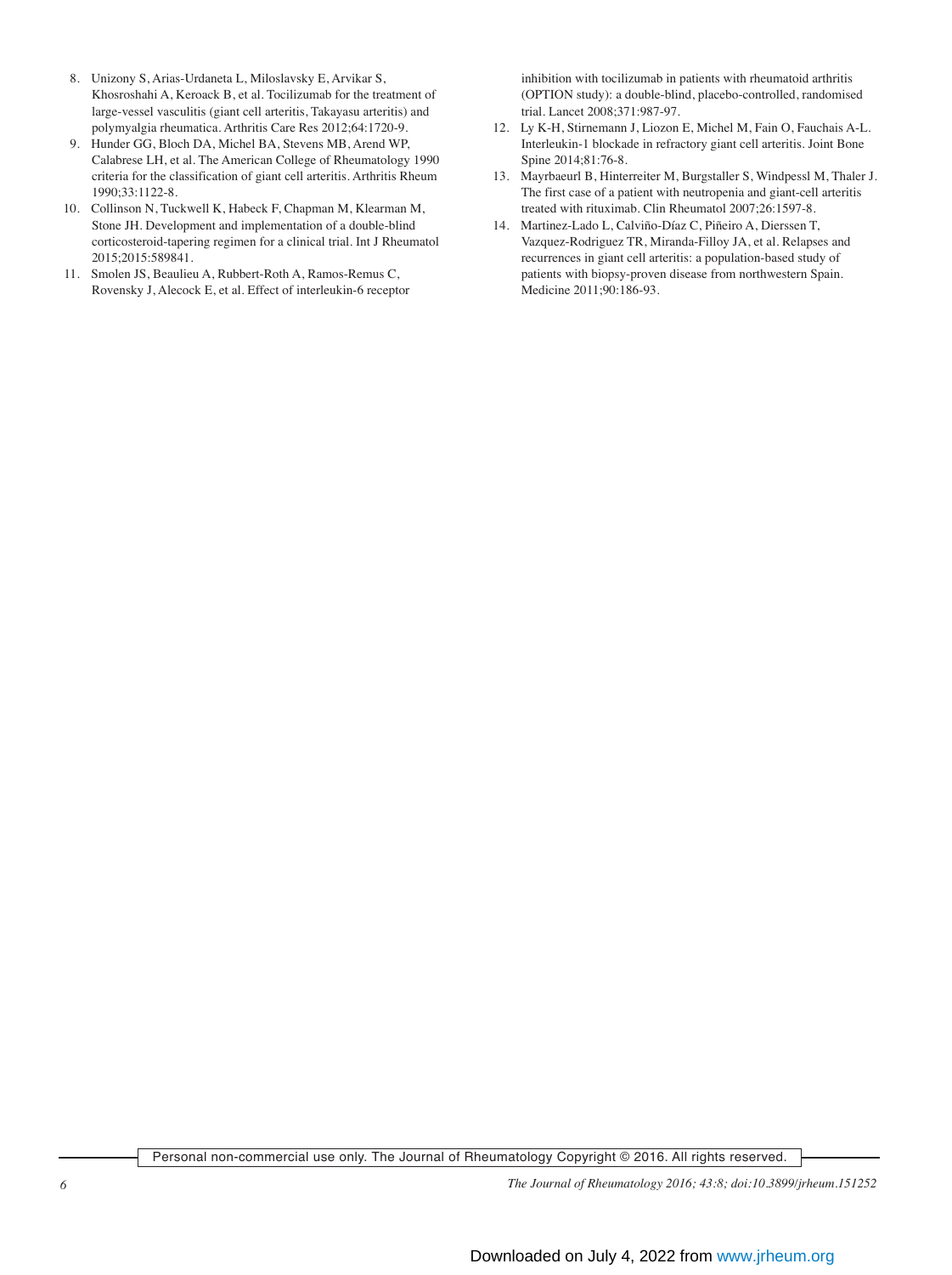8. Unizony S, Arias-Urdaneta L, Miloslavsky E, Arvikar S, Khosroshahi A, Keroack B, et al. Tocilizumab for the treatment of large-vessel vasculitis (giant cell arteritis, Takayasu arteritis) and polymyalgia rheumatica. Arthritis Care Res 2012;64:1720-9.
9. Hunder GG, Bloch DA, Michel BA, Stevens MB, Arend WP, Calabrese LH, et al. The American College of Rheumatology 1990 criteria for the classification of giant cell arteritis. Arthritis Rheum 1990;33:1122-8.
10. Collinson N, Tuckwell K, Habeck F, Chapman M, Klearman M, Stone JH. Development and implementation of a double-blind corticosteroid-tapering regimen for a clinical trial. Int J Rheumatol 2015;2015:589841.
11. Smolen JS, Beaulieu A, Rubbert-Roth A, Ramos-Remus C, Rovensky J, Alecock E, et al. Effect of interleukin-6 receptor inhibition with tocilizumab in patients with rheumatoid arthritis (OPTION study): a double-blind, placebo-controlled, randomised trial. Lancet 2008;371:987-97.
12. Ly K-H, Stirnemann J, Liozon E, Michel M, Fain O, Fauchais A-L. Interleukin-1 blockade in refractory giant cell arteritis. Joint Bone Spine 2014;81:76-8.
13. Mayrbaeurl B, Hinterreiter M, Burgstaller S, Windpessl M, Thaler J. The first case of a patient with neutropenia and giant-cell arteritis treated with rituximab. Clin Rheumatol 2007;26:1597-8.
14. Martinez-Lado L, Calviño-Díaz C, Piñeiro A, Dierssen T, Vazquez-Rodriguez TR, Miranda-Filloy JA, et al. Relapses and recurrences in giant cell arteritis: a population-based study of patients with biopsy-proven disease from northwestern Spain. Medicine 2011;90:186-93.